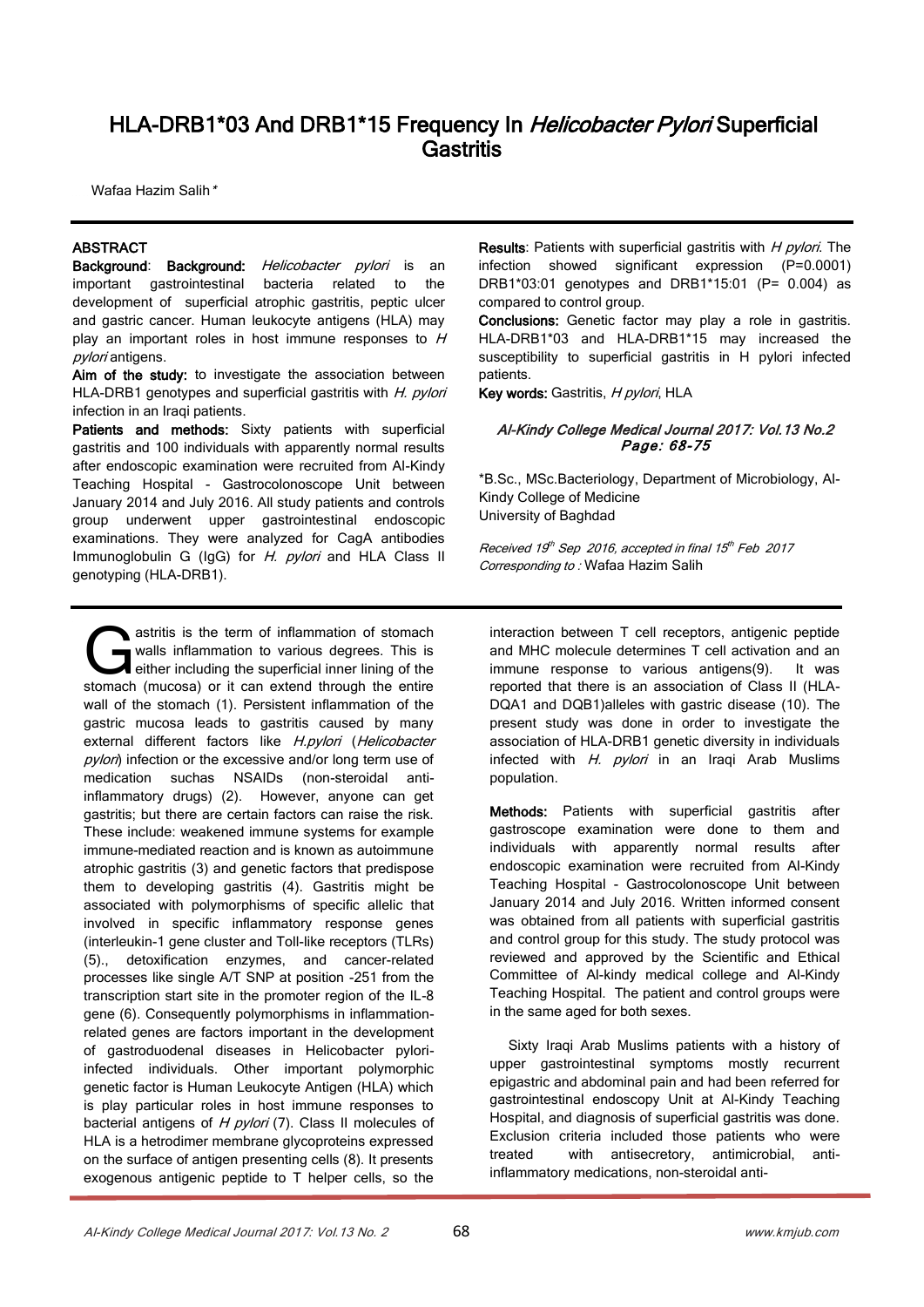# HLA-DRB1*03 And DRB1*15 Frequency In *Helicobacter Pylori* Superficial Gastritis

Wafaa Hazim Salih*

## ABSTRACT

**Background**: **Background:** *Helicobacter pylori* is an important gastrointestinal bacteria related to the development of superficial atrophic gastritis, peptic ulcer and gastric cancer. Human leukocyte antigens (HLA) may play an important roles in host immune responses to *H pylori* antigens.

**Aim of the study:** to investigate the association between HLA-DRB1 genotypes and superficial gastritis with *H. pylori* infection in an Iraqi patients.

**Patients and methods:** Sixty patients with superficial gastritis and 100 individuals with apparently normal results after endoscopic examination were recruited from Al-Kindy Teaching Hospital - Gastrocolonoscope Unit between January 2014 and July 2016. All study patients and controls group underwent upper gastrointestinal endoscopic examinations. They were analyzed for CagA antibodies Immunoglobulin G (IgG) for *H. pylori* and HLA Class II genotyping (HLA-DRB1).

**Results**: Patients with superficial gastritis with *H pylori*. The infection showed significant expression (P=0.0001) DRB1*03:01 genotypes and DRB1*15:01 (P= 0.004) as compared to control group.

**Conclusions:** Genetic factor may play a role in gastritis. HLA-DRB1*03 and HLA-DRB1*15 may increased the susceptibility to superficial gastritis in H pylori infected patients.

**Key words:** Gastritis, *H pylori*, HLA

*Al-Kindy College Medical Journal 2017: Vol.13 No.2 Page: 68-75*

*B.Sc., MSc.Bacteriology, Department of Microbiology, Al-Kindy College of Medicine
University of Baghdad

*Received 19th Sep 2016, accepted in final 15th Feb 2017*
*Corresponding to :* Wafaa Hazim Salih

Gastritis is the term of inflammation of stomach walls inflammation to various degrees. This is either including the superficial inner lining of the stomach (mucosa) or it can extend through the entire wall of the stomach (1). Persistent inflammation of the gastric mucosa leads to gastritis caused by many external different factors like *H.pylori* (*Helicobacter pylori*) infection or the excessive and/or long term use of medication suchas NSAIDs (non-steroidal anti-inflammatory drugs) (2). However, anyone can get gastritis; but there are certain factors can raise the risk. These include: weakened immune systems for example immune-mediated reaction and is known as autoimmune atrophic gastritis (3) and genetic factors that predispose them to developing gastritis (4). Gastritis might be associated with polymorphisms of specific allelic that involved in specific inflammatory response genes (interleukin-1 gene cluster and Toll-like receptors (TLRs) (5)., detoxification enzymes, and cancer-related processes like single A/T SNP at position -251 from the transcription start site in the promoter region of the IL-8 gene (6). Consequently polymorphisms in inflammation-related genes are factors important in the development of gastroduodenal diseases in Helicobacter pylori-infected individuals. Other important polymorphic genetic factor is Human Leukocyte Antigen (HLA) which is play particular roles in host immune responses to bacterial antigens of *H pylori* (7). Class II molecules of HLA is a hetrodimer membrane glycoproteins expressed on the surface of antigen presenting cells (8). It presents exogenous antigenic peptide to T helper cells, so the interaction between T cell receptors, antigenic peptide and MHC molecule determines T cell activation and an immune response to various antigens(9). It was reported that there is an association of Class II (HLA-DQA1 and DQB1)alleles with gastric disease (10). The present study was done in order to investigate the association of HLA-DRB1 genetic diversity in individuals infected with *H. pylori* in an Iraqi Arab Muslims population.

**Methods:** Patients with superficial gastritis after gastroscope examination were done to them and individuals with apparently normal results after endoscopic examination were recruited from Al-Kindy Teaching Hospital - Gastrocolonoscope Unit between January 2014 and July 2016. Written informed consent was obtained from all patients with superficial gastritis and control group for this study. The study protocol was reviewed and approved by the Scientific and Ethical Committee of Al-kindy medical college and Al-Kindy Teaching Hospital. The patient and control groups were in the same aged for both sexes.

Sixty Iraqi Arab Muslims patients with a history of upper gastrointestinal symptoms mostly recurrent epigastric and abdominal pain and had been referred for gastrointestinal endoscopy Unit at Al-Kindy Teaching Hospital, and diagnosis of superficial gastritis was done. Exclusion criteria included those patients who were treated with antisecretory, antimicrobial, anti-inflammatory medications, non-steroidal anti-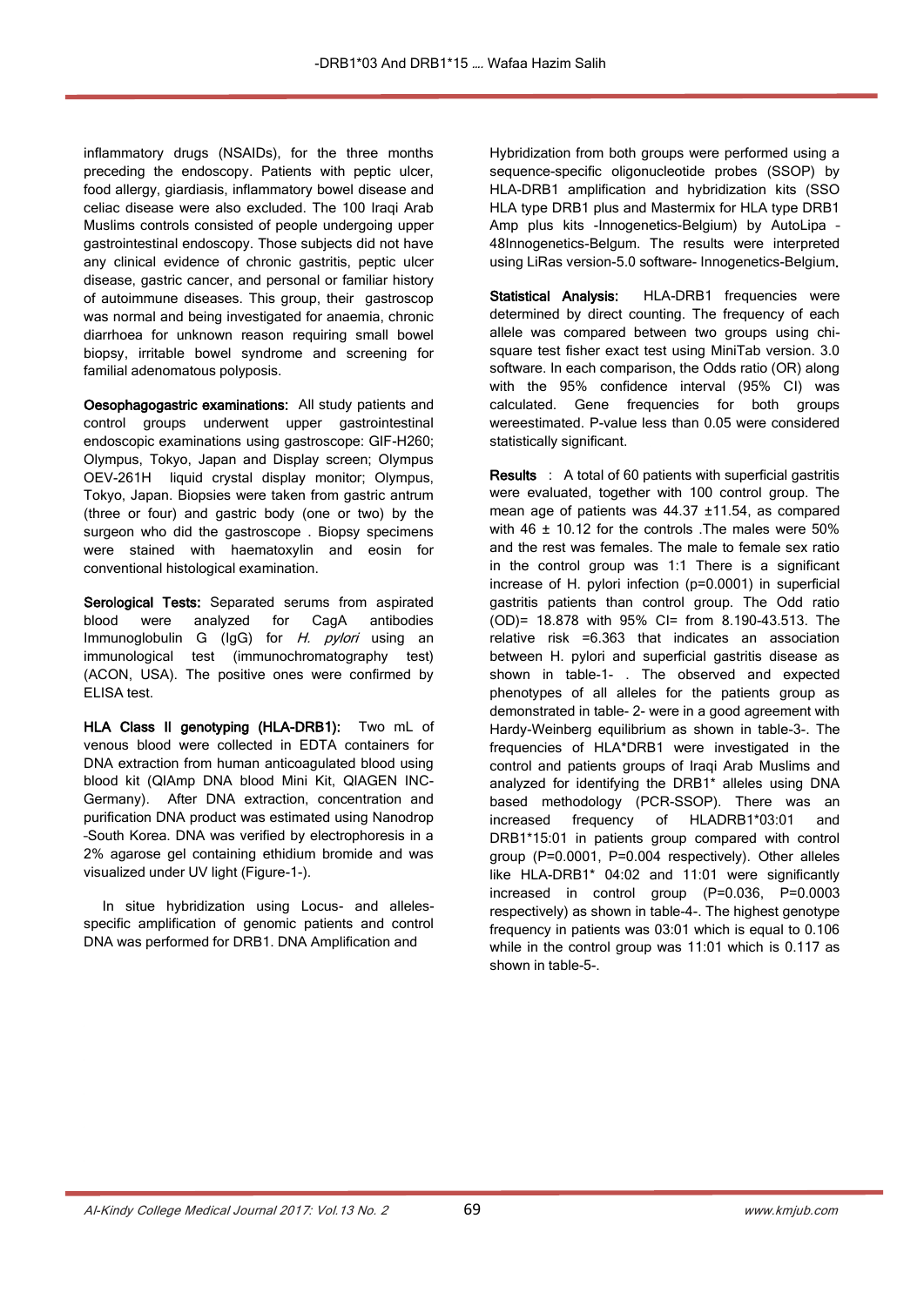inflammatory drugs (NSAIDs), for the three months preceding the endoscopy. Patients with peptic ulcer, food allergy, giardiasis, inflammatory bowel disease and celiac disease were also excluded. The 100 Iraqi Arab Muslims controls consisted of people undergoing upper gastrointestinal endoscopy. Those subjects did not have any clinical evidence of chronic gastritis, peptic ulcer disease, gastric cancer, and personal or familiar history of autoimmune diseases. This group, their gastroscop was normal and being investigated for anaemia, chronic diarrhoea for unknown reason requiring small bowel biopsy, irritable bowel syndrome and screening for familial adenomatous polyposis.

**Oesophagogastric examinations:** All study patients and control groups underwent upper gastrointestinal endoscopic examinations using gastroscope: GIF-H260; Olympus, Tokyo, Japan and Display screen; Olympus OEV-261H liquid crystal display monitor; Olympus, Tokyo, Japan. Biopsies were taken from gastric antrum (three or four) and gastric body (one or two) by the surgeon who did the gastroscope . Biopsy specimens were stained with haematoxylin and eosin for conventional histological examination.

**Serological Tests:** Separated serums from aspirated blood were analyzed for CagA antibodies Immunoglobulin G (IgG) for *H. pylori* using an immunological test (immunochromatography test) (ACON, USA). The positive ones were confirmed by ELISA test.

**HLA Class II genotyping (HLA-DRB1):** Two mL of venous blood were collected in EDTA containers for DNA extraction from human anticoagulated blood using blood kit (QIAmp DNA blood Mini Kit, QIAGEN INC-Germany). After DNA extraction, concentration and purification DNA product was estimated using Nanodrop -South Korea. DNA was verified by electrophoresis in a 2% agarose gel containing ethidium bromide and was visualized under UV light (Figure-1-).

In situe hybridization using Locus- and alleles-specific amplification of genomic patients and control DNA was performed for DRB1. DNA Amplification and Hybridization from both groups were performed using a sequence-specific oligonucleotide probes (SSOP) by HLA-DRB1 amplification and hybridization kits (SSO HLA type DRB1 plus and Mastermix for HLA type DRB1 Amp plus kits -Innogenetics-Belgium) by AutoLipa – 48Innogenetics-Belgum. The results were interpreted using LiRas version-5.0 software- Innogenetics-Belgium.

**Statistical Analysis:** HLA-DRB1 frequencies were determined by direct counting. The frequency of each allele was compared between two groups using chi-square test fisher exact test using MiniTab version. 3.0 software. In each comparison, the Odds ratio (OR) along with the 95% confidence interval (95% CI) was calculated. Gene frequencies for both groups wereestimated. P-value less than 0.05 were considered statistically significant.

**Results** : A total of 60 patients with superficial gastritis were evaluated, together with 100 control group. The mean age of patients was 44.37 ±11.54, as compared with 46 ± 10.12 for the controls .The males were 50% and the rest was females. The male to female sex ratio in the control group was 1:1 There is a significant increase of H. pylori infection (p=0.0001) in superficial gastritis patients than control group. The Odd ratio (OD)= 18.878 with 95% CI= from 8.190-43.513. The relative risk =6.363 that indicates an association between H. pylori and superficial gastritis disease as shown in table-1- . The observed and expected phenotypes of all alleles for the patients group as demonstrated in table- 2- were in a good agreement with Hardy-Weinberg equilibrium as shown in table-3-. The frequencies of HLA*DRB1 were investigated in the control and patients groups of Iraqi Arab Muslims and analyzed for identifying the DRB1* alleles using DNA based methodology (PCR-SSOP). There was an increased frequency of HLADRB1*03:01 and DRB1*15:01 in patients group compared with control group (P=0.0001, P=0.004 respectively). Other alleles like HLA-DRB1* 04:02 and 11:01 were significantly increased in control group (P=0.036, P=0.0003 respectively) as shown in table-4-. The highest genotype frequency in patients was 03:01 which is equal to 0.106 while in the control group was 11:01 which is 0.117 as shown in table-5-.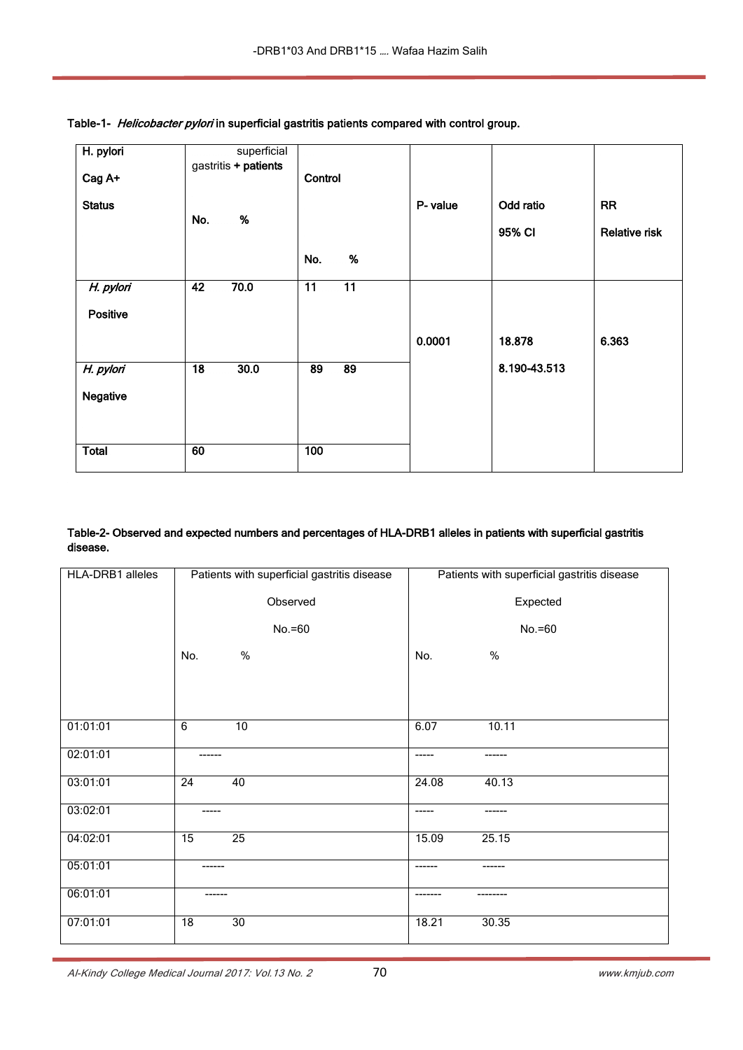Table-1- *Helicobacter pylori* in superficial gastritis patients compared with control group.

| H. pylori Cag A+ Status | superficial gastritis + patients | | Control | | P- value | Odd ratio 95% CI | RR Relative risk |
|---|---|---|---|---|---|---|---|
| | No. | % | No. | % | | | |
| *H. pylori* Positive | 42 | 70.0 | 11 | 11 | 0.0001 | 18.878 8.190-43.513 | 6.363 |
| *H. pylori* Negative | 18 | 30.0 | 89 | 89 | | | |
| Total | 60 | | 100 | | | | |

Table-2- Observed and expected numbers and percentages of HLA-DRB1 alleles in patients with superficial gastritis disease.

| HLA-DRB1 alleles | Patients with superficial gastritis disease Observed No.=60 | | Patients with superficial gastritis disease Expected No.=60 | |
|---|---|---|---|---|
| | No. | % | No. | % |
| 01:01:01 | 6 | 10 | 6.07 | 10.11 |
| 02:01:01 | ------ | | ----- | ------ |
| 03:01:01 | 24 | 40 | 24.08 | 40.13 |
| 03:02:01 | ----- | | ----- | ------ |
| 04:02:01 | 15 | 25 | 15.09 | 25.15 |
| 05:01:01 | ------ | | ------ | ------ |
| 06:01:01 | ------ | | ------- | -------- |
| 07:01:01 | 18 | 30 | 18.21 | 30.35 |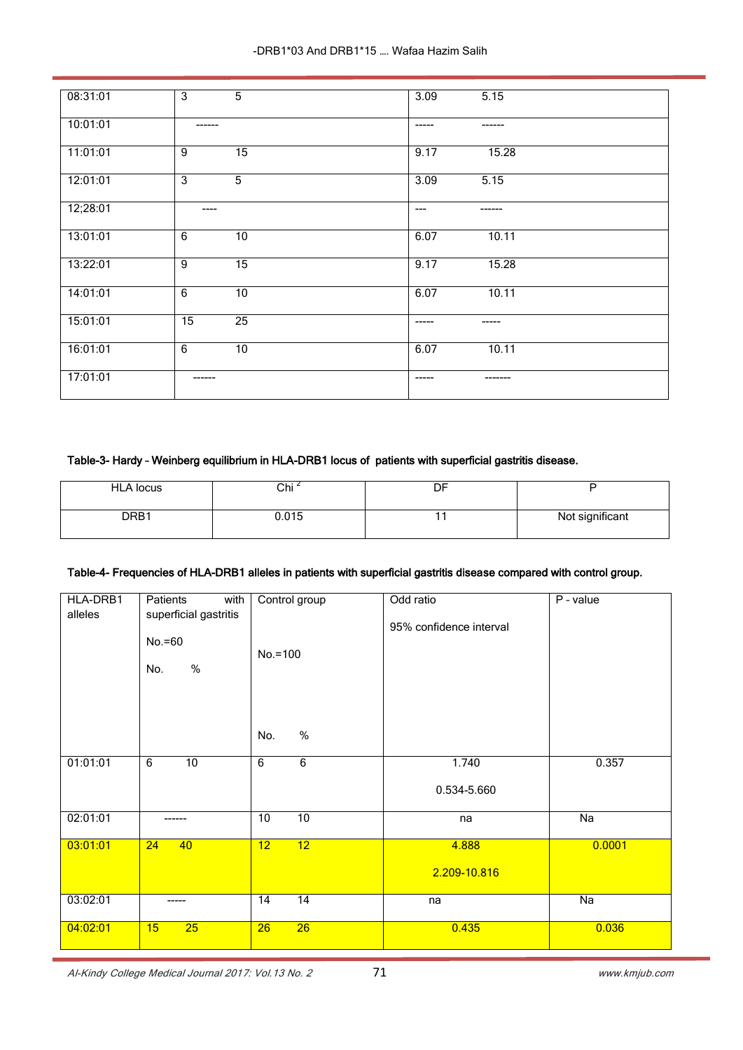| | | | | |
|---|---|---|---|---|
| 08:31:01 | 3 | 5 | 3.09 | 5.15 |
| 10:01:01 | ------ | | ----- | ------ |
| 11:01:01 | 9 | 15 | 9.17 | 15.28 |
| 12:01:01 | 3 | 5 | 3.09 | 5.15 |
| 12;28:01 | ---- | | --- | ------ |
| 13:01:01 | 6 | 10 | 6.07 | 10.11 |
| 13:22:01 | 9 | 15 | 9.17 | 15.28 |
| 14:01:01 | 6 | 10 | 6.07 | 10.11 |
| 15:01:01 | 15 | 25 | ----- | ----- |
| 16:01:01 | 6 | 10 | 6.07 | 10.11 |
| 17:01:01 | ------ | | ----- | ------- |

**Table-3- Hardy – Weinberg equilibrium in HLA-DRB1 locus of patients with superficial gastritis disease.**

| HLA locus | $Chi^2$ | DF | P |
|---|---|---|---|
| DRB1 | 0.015 | 11 | Not significant |

**Table-4- Frequencies of HLA-DRB1 alleles in patients with superficial gastritis disease compared with control group.**

| HLA-DRB1 alleles | Patients with superficial gastritis No.=60 | | Control group No.=100 | | Odd ratio 95% confidence interval | P - value |
|---|---|---|---|---|---|---|
| | No. | % | No. | % | | |
| 01:01:01 | 6 | 10 | 6 | 6 | 1.740 0.534-5.660 | 0.357 |
| 02:01:01 | ------ | | 10 | 10 | na | Na |
| 03:01:01 | 24 | 40 | 12 | 12 | 4.888 2.209-10.816 | 0.0001 |
| 03:02:01 | ----- | | 14 | 14 | na | Na |
| 04:02:01 | 15 | 25 | 26 | 26 | 0.435 | 0.036 |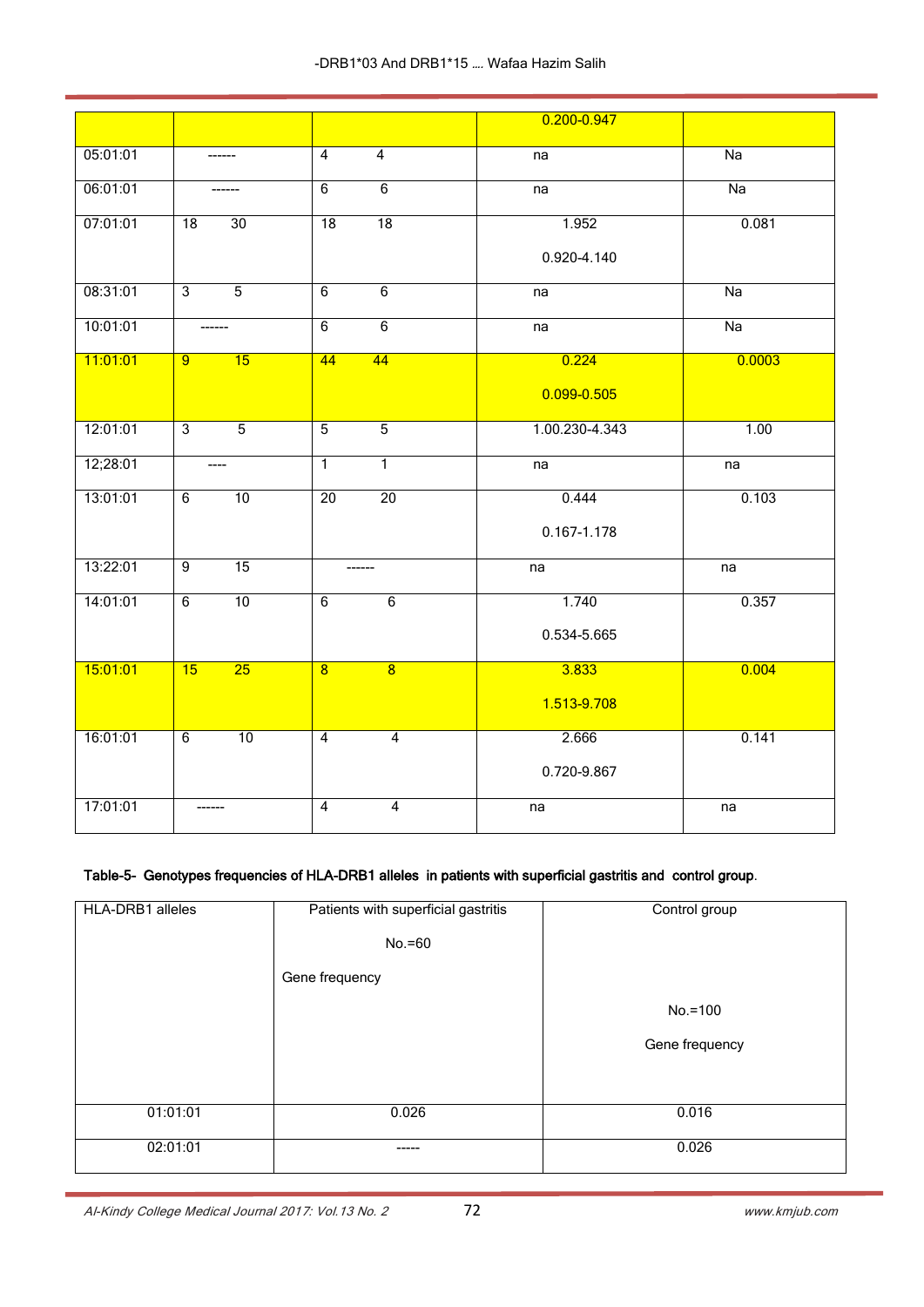| | | | | |
|---|---|---|---|---|
| | | | 0.200-0.947 | |
| 05:01:01 | ------ | 4 4 | na | Na |
| 06:01:01 | ------ | 6 6 | na | Na |
| 07:01:01 | 18 30 | 18 18 | 1.952 0.920-4.140 | 0.081 |
| 08:31:01 | 3 5 | 6 6 | na | Na |
| 10:01:01 | ------ | 6 6 | na | Na |
| 11:01:01 | 9 15 | 44 44 | 0.224 0.099-0.505 | 0.0003 |
| 12:01:01 | 3 5 | 5 5 | 1.00.230-4.343 | 1.00 |
| 12;28:01 | ---- | 1 1 | na | na |
| 13:01:01 | 6 10 | 20 20 | 0.444 0.167-1.178 | 0.103 |
| 13:22:01 | 9 15 | ------ | na | na |
| 14:01:01 | 6 10 | 6 6 | 1.740 0.534-5.665 | 0.357 |
| 15:01:01 | 15 25 | 8 8 | 3.833 1.513-9.708 | 0.004 |
| 16:01:01 | 6 10 | 4 4 | 2.666 0.720-9.867 | 0.141 |
| 17:01:01 | ------ | 4 4 | na | na |

**Table-5- Genotypes frequencies of HLA-DRB1 alleles in patients with superficial gastritis and control group.**

| HLA-DRB1 alleles | Patients with superficial gastritis No.=60 Gene frequency | Control group No.=100 Gene frequency |
|---|---|---|
| 01:01:01 | 0.026 | 0.016 |
| 02:01:01 | ----- | 0.026 |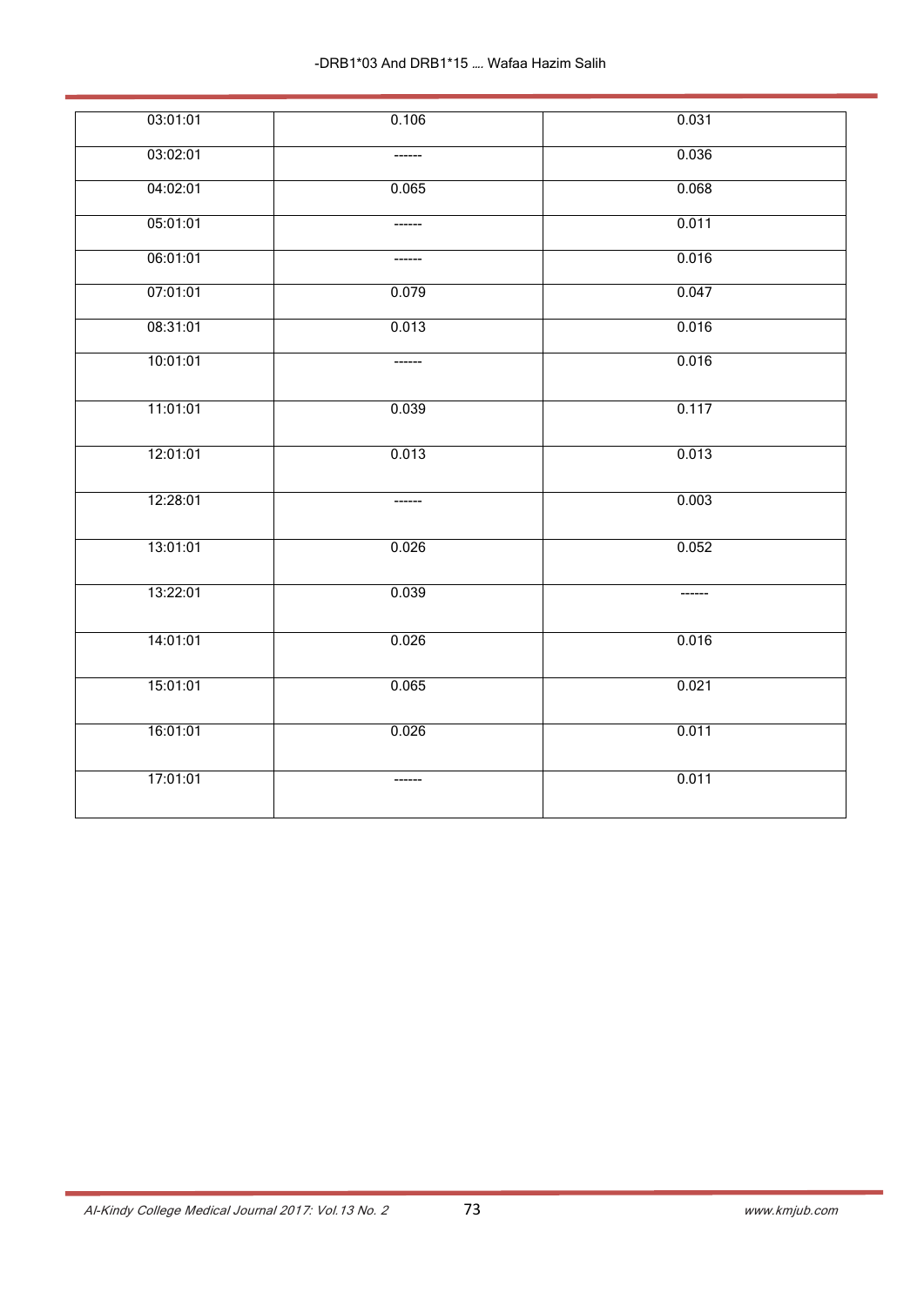| | | |
|---|---|---|
| 03:01:01 | 0.106 | 0.031 |
| 03:02:01 | ------ | 0.036 |
| 04:02:01 | 0.065 | 0.068 |
| 05:01:01 | ------ | 0.011 |
| 06:01:01 | ------ | 0.016 |
| 07:01:01 | 0.079 | 0.047 |
| 08:31:01 | 0.013 | 0.016 |
| 10:01:01 | ------ | 0.016 |
| 11:01:01 | 0.039 | 0.117 |
| 12:01:01 | 0.013 | 0.013 |
| 12:28:01 | ------ | 0.003 |
| 13:01:01 | 0.026 | 0.052 |
| 13:22:01 | 0.039 | ------ |
| 14:01:01 | 0.026 | 0.016 |
| 15:01:01 | 0.065 | 0.021 |
| 16:01:01 | 0.026 | 0.011 |
| 17:01:01 | ------ | 0.011 |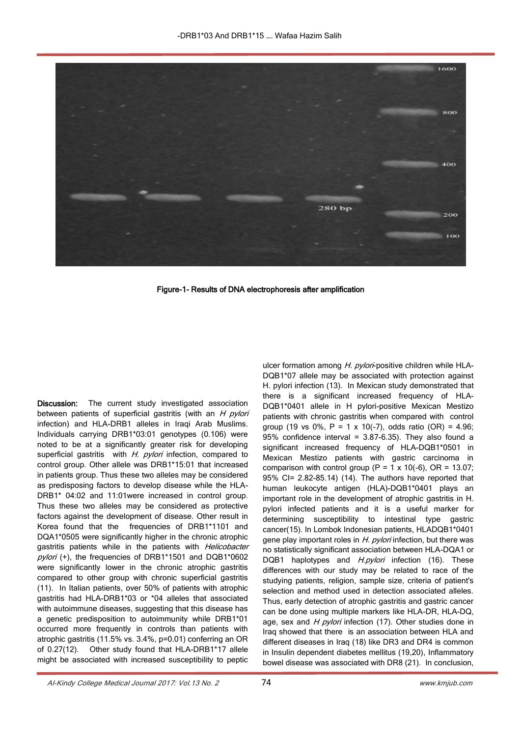Figure-1- Results of DNA electrophoresis after amplification

**Discussion:** The current study investigated association between patients of superficial gastritis (with an *H pylori* infection) and HLA-DRB1 alleles in Iraqi Arab Muslims. Individuals carrying DRB1*03:01 genotypes (0.106) were noted to be at a significantly greater risk for developing superficial gastritis with *H. pylori* infection, compared to control group. Other allele was DRB1*15:01 that increased in patients group. Thus these two alleles may be considered as predisposing factors to develop disease while the HLA-DRB1* 04:02 and 11:01were increased in control group. Thus these two alleles may be considered as protective factors against the development of disease. Other result in Korea found that the frequencies of DRB1*1101 and DQA1*0505 were significantly higher in the chronic atrophic gastritis patients while in the patients with *Helicobacter pylori* (+), the frequencies of DRB1*1501 and DQB1*0602 were significantly lower in the chronic atrophic gastritis compared to other group with chronic superficial gastritis (11). In Italian patients, over 50% of patients with atrophic gastritis had HLA-DRB1*03 or *04 alleles that associated with autoimmune diseases, suggesting that this disease has a genetic predisposition to autoimmunity while DRB1*01 occurred more frequently in controls than patients with atrophic gastritis (11.5% vs. 3.4%, p=0.01) conferring an OR of 0.27(12). Other study found that HLA-DRB1*17 allele might be associated with increased susceptibility to peptic ulcer formation among *H. pylori*-positive children while HLA-DQB1*07 allele may be associated with protection against H. pylori infection (13). In Mexican study demonstrated that there is a significant increased frequency of HLA-DQB1*0401 allele in H pylori-positive Mexican Mestizo patients with chronic gastritis when compared with control group (19 vs 0%, P = 1 x 10(-7), odds ratio (OR) = 4.96; 95% confidence interval = 3.87-6.35). They also found a significant increased frequency of HLA-DQB1*0501 in Mexican Mestizo patients with gastric carcinoma in comparison with control group (P = 1 x 10(-6), OR = 13.07; 95% CI= 2.82-85.14) (14). The authors have reported that human leukocyte antigen (HLA)-DQB1*0401 plays an important role in the development of atrophic gastritis in H. pylori infected patients and it is a useful marker for determining susceptibility to intestinal type gastric cancer(15). In Lombok Indonesian patients, HLADQB1*0401 gene play important roles in *H. pylori* infection, but there was no statistically significant association between HLA-DQA1 or DQB1 haplotypes and *H.pylori* infection (16). These differences with our study may be related to race of the studying patients, religion, sample size, criteria of patient's selection and method used in detection associated alleles. Thus, early detection of atrophic gastritis and gastric cancer can be done using multiple markers like HLA-DR, HLA-DQ, age, sex and *H pylori* infection (17). Other studies done in Iraq showed that there is an association between HLA and different diseases in Iraq (18) like DR3 and DR4 is common in Insulin dependent diabetes mellitus (19,20), Inflammatory bowel disease was associated with DR8 (21). In conclusion,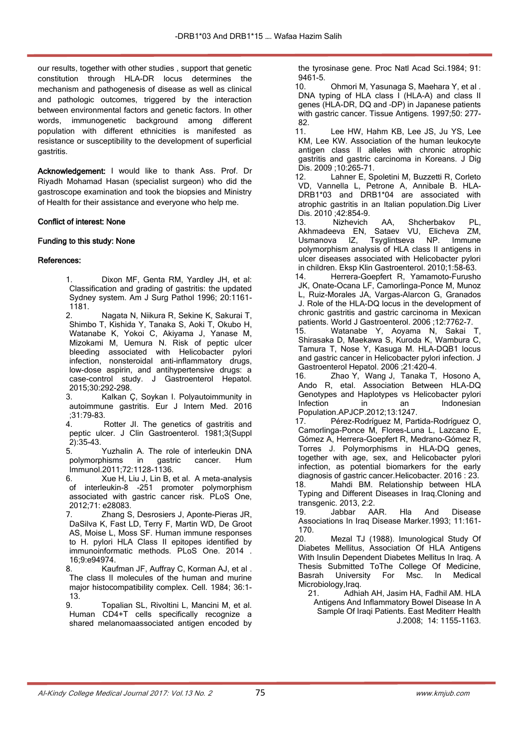our results, together with other studies , support that genetic constitution through HLA-DR locus determines the mechanism and pathogenesis of disease as well as clinical and pathologic outcomes, triggered by the interaction between environmental factors and genetic factors. In other words, immunogenetic background among different population with different ethnicities is manifested as resistance or susceptibility to the development of superficial gastritis.

**Acknowledgement:** I would like to thank Ass. Prof. Dr Riyadh Mohamad Hasan (specialist surgeon) who did the gastroscope examination and took the biopsies and Ministry of Health for their assistance and everyone who help me.

**Conflict of interest: None**

**Funding to this study: None**

**References:**

1. Dixon MF, Genta RM, Yardley JH, et al: Classification and grading of gastritis: the updated Sydney system. Am J Surg Pathol 1996; 20:1161-1181.
2. Nagata N, Niikura R, Sekine K, Sakurai T, Shimbo T, Kishida Y, Tanaka S, Aoki T, Okubo H, Watanabe K, Yokoi C, Akiyama J, Yanase M, Mizokami M, Uemura N. Risk of peptic ulcer bleeding associated with Helicobacter pylori infection, nonsteroidal anti-inflammatory drugs, low-dose aspirin, and antihypertensive drugs: a case-control study. J Gastroenterol Hepatol. 2015;30:292-298.
3. Kalkan Ç, Soykan I. Polyautoimmunity in autoimmune gastritis. Eur J Intern Med. 2016 ;31:79-83.
4. Rotter JI. The genetics of gastritis and peptic ulcer. J Clin Gastroenterol. 1981;3(Suppl 2):35-43.
5. Yuzhalin A. The role of interleukin DNA polymorphisms in gastric cancer. Hum Immunol.2011;72:1128-1136.
6. Xue H, Liu J, Lin B, et al. A meta-analysis of interleukin-8 -251 promoter polymorphism associated with gastric cancer risk. PLoS One, 2012;71: e28083.
7. Zhang S, Desrosiers J, Aponte-Pieras JR, DaSilva K, Fast LD, Terry F, Martin WD, De Groot AS, Moise L, Moss SF. Human immune responses to H. pylori HLA Class II epitopes identified by immunoinformatic methods. PLoS One. 2014 . 16;9:e94974.
8. Kaufman JF, Auffray C, Korman AJ, et al . The class II molecules of the human and murine major histocompatibility complex. Cell. 1984; 36:1-13.
9. Topalian SL, Rivoltini L, Mancini M, et al. Human CD4+T cells specifically recognize a shared melanomaassociated antigen encoded by the tyrosinase gene. Proc Natl Acad Sci.1984; 91: 9461-5.
10. Ohmori M, Yasunaga S, Maehara Y, et al . DNA typing of HLA class I (HLA-A) and class II genes (HLA-DR, DQ and -DP) in Japanese patients with gastric cancer. Tissue Antigens. 1997;50: 277-82.
11. Lee HW, Hahm KB, Lee JS, Ju YS, Lee KM, Lee KW. Association of the human leukocyte antigen class II alleles with chronic atrophic gastritis and gastric carcinoma in Koreans. J Dig Dis. 2009 ;10:265-71.
12. Lahner E, Spoletini M, Buzzetti R, Corleto VD, Vannella L, Petrone A, Annibale B. HLA-DRB1*03 and DRB1*04 are associated with atrophic gastritis in an Italian population.Dig Liver Dis. 2010 ;42:854-9.
13. Nizhevich AA, Shcherbakov PL, Akhmadeeva EN, Sataev VU, Elicheva ZM, Usmanova IZ, Tsyglintseva NP. Immune polymorphism analysis of HLA class II antigens in ulcer diseases associated with Helicobacter pylori in children. Eksp Klin Gastroenterol. 2010;1:58-63.
14. Herrera-Goepfert R, Yamamoto-Furusho JK, Onate-Ocana LF, Camorlinga-Ponce M, Munoz L, Ruiz-Morales JA, Vargas-Alarcon G, Granados J. Role of the HLA-DQ locus in the development of chronic gastritis and gastric carcinoma in Mexican patients. World J Gastroenterol. 2006 ;12:7762-7.
15. Watanabe Y, Aoyama N, Sakai T, Shirasaka D, Maekawa S, Kuroda K, Wambura C, Tamura T, Nose Y, Kasuga M. HLA-DQB1 locus and gastric cancer in Helicobacter pylori infection. J Gastroenterol Hepatol. 2006 ;21:420-4.
16. Zhao Y, Wang J, Tanaka T, Hosono A, Ando R, etal. Association Between HLA-DQ Genotypes and Haplotypes vs Helicobacter pylori Infection in an Indonesian Population.APJCP.2012;13:1247.
17. Pérez-Rodríguez M, Partida-Rodríguez O, Camorlinga-Ponce M, Flores-Luna L, Lazcano E, Gómez A, Herrera-Goepfert R, Medrano-Gómez R, Torres J. Polymorphisms in HLA-DQ genes, together with age, sex, and Helicobacter pylori infection, as potential biomarkers for the early diagnosis of gastric cancer.Helicobacter. 2016 : 23.
18. Mahdi BM. Relationship between HLA Typing and Different Diseases in Iraq.Cloning and transgenic. 2013, 2:2.
19. Jabbar AAR. Hla And Disease Associations In Iraq Disease Marker.1993; 11:161-170.
20. Mezal TJ (1988). Imunological Study Of Diabetes Mellitus, Association Of HLA Antigens With Insulin Dependent Diabetes Mellitus In Iraq. A Thesis Submitted ToThe College Of Medicine, Basrah University For Msc. In Medical Microbiology,Iraq.
21. Adhiah AH, Jasim HA, Fadhil AM. HLA Antigens And Inflammatory Bowel Disease In A Sample Of Iraqi Patients. East Mediterr Health J.2008; 14: 1155-1163.